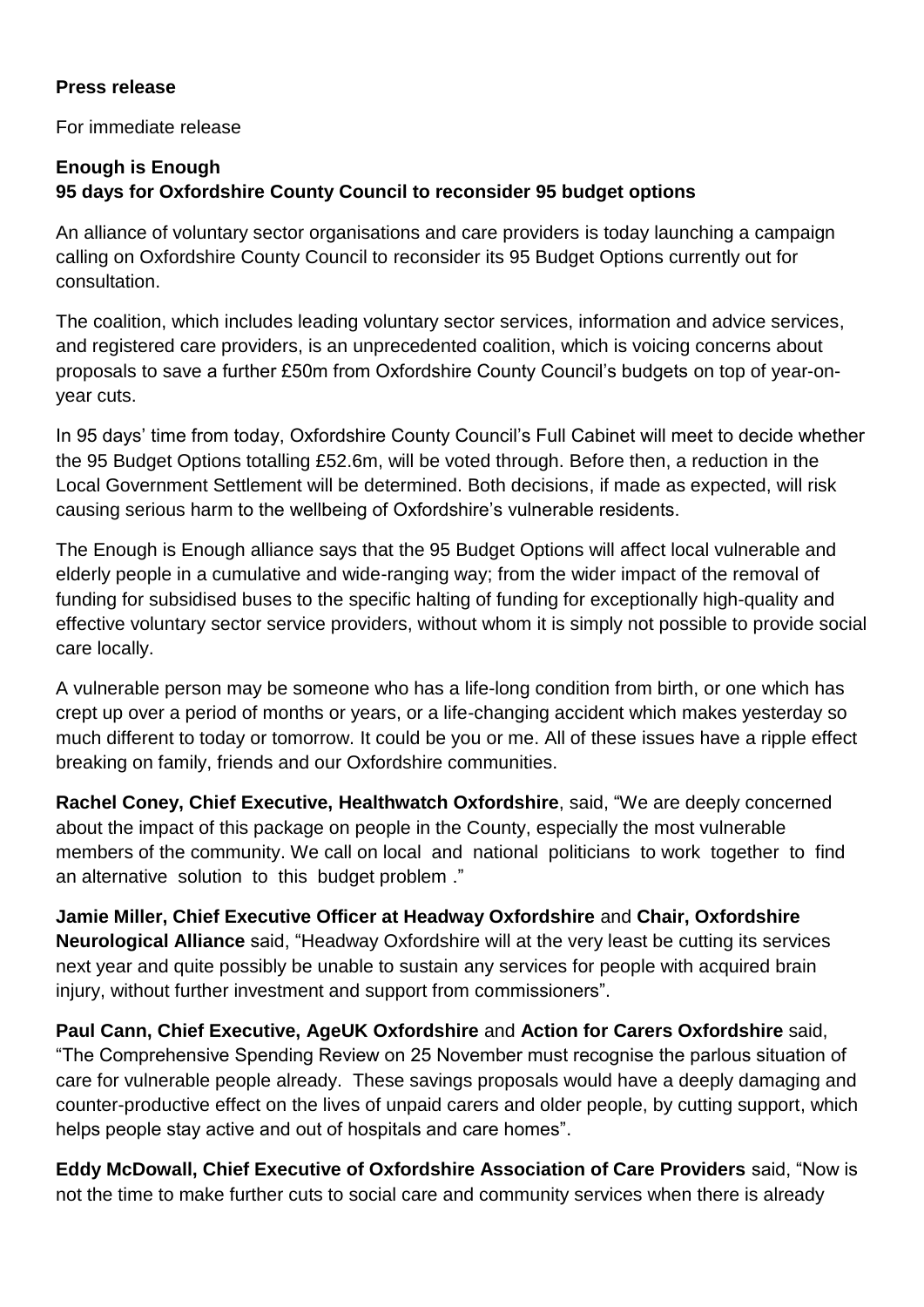**Press release**

For immediate release

**Enough is Enough**
**95 days for Oxfordshire County Council to reconsider 95 budget options**

An alliance of voluntary sector organisations and care providers is today launching a campaign calling on Oxfordshire County Council to reconsider its 95 Budget Options currently out for consultation.

The coalition, which includes leading voluntary sector services, information and advice services, and registered care providers, is an unprecedented coalition, which is voicing concerns about proposals to save a further £50m from Oxfordshire County Council's budgets on top of year-on-year cuts.

In 95 days' time from today, Oxfordshire County Council's Full Cabinet will meet to decide whether the 95 Budget Options totalling £52.6m, will be voted through. Before then, a reduction in the Local Government Settlement will be determined. Both decisions, if made as expected, will risk causing serious harm to the wellbeing of Oxfordshire's vulnerable residents.

The Enough is Enough alliance says that the 95 Budget Options will affect local vulnerable and elderly people in a cumulative and wide-ranging way; from the wider impact of the removal of funding for subsidised buses to the specific halting of funding for exceptionally high-quality and effective voluntary sector service providers, without whom it is simply not possible to provide social care locally.

A vulnerable person may be someone who has a life-long condition from birth, or one which has crept up over a period of months or years, or a life-changing accident which makes yesterday so much different to today or tomorrow. It could be you or me. All of these issues have a ripple effect breaking on family, friends and our Oxfordshire communities.

**Rachel Coney, Chief Executive, Healthwatch Oxfordshire**, said, "We are deeply concerned about the impact of this package on people in the County, especially the most vulnerable members of the community. We call on local and national politicians to work together to find an alternative solution to this budget problem ."

**Jamie Miller, Chief Executive Officer at Headway Oxfordshire** and **Chair, Oxfordshire Neurological Alliance** said, "Headway Oxfordshire will at the very least be cutting its services next year and quite possibly be unable to sustain any services for people with acquired brain injury, without further investment and support from commissioners".

**Paul Cann, Chief Executive, AgeUK Oxfordshire** and **Action for Carers Oxfordshire** said, "The Comprehensive Spending Review on 25 November must recognise the parlous situation of care for vulnerable people already. These savings proposals would have a deeply damaging and counter-productive effect on the lives of unpaid carers and older people, by cutting support, which helps people stay active and out of hospitals and care homes".

**Eddy McDowall, Chief Executive of Oxfordshire Association of Care Providers** said, "Now is not the time to make further cuts to social care and community services when there is already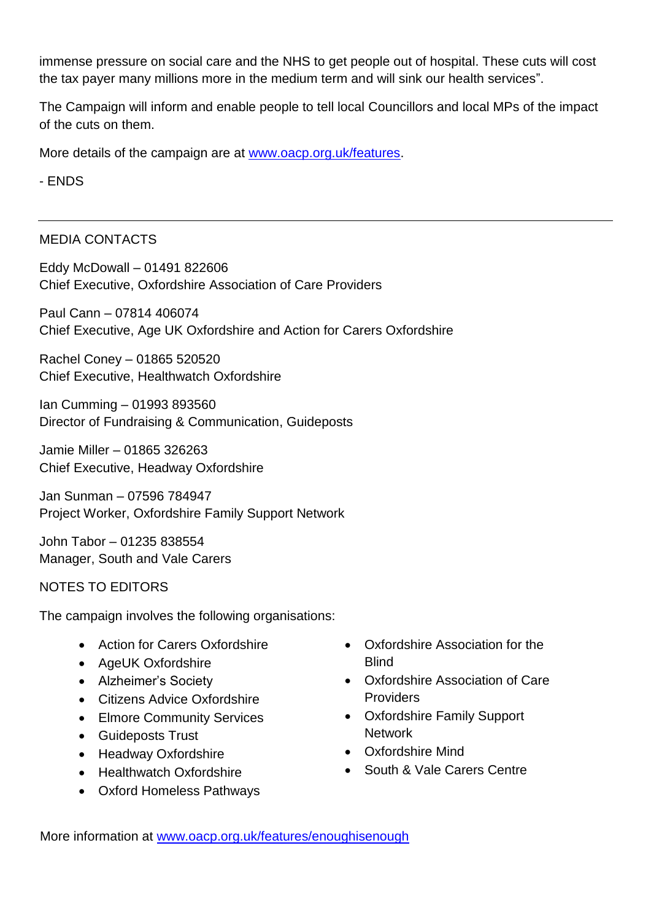immense pressure on social care and the NHS to get people out of hospital. These cuts will cost the tax payer many millions more in the medium term and will sink our health services".

The Campaign will inform and enable people to tell local Councillors and local MPs of the impact of the cuts on them.

More details of the campaign are at www.oacp.org.uk/features.

- ENDS

---

MEDIA CONTACTS

Eddy McDowall – 01491 822606
Chief Executive, Oxfordshire Association of Care Providers

Paul Cann – 07814 406074
Chief Executive, Age UK Oxfordshire and Action for Carers Oxfordshire

Rachel Coney – 01865 520520
Chief Executive, Healthwatch Oxfordshire

Ian Cumming – 01993 893560
Director of Fundraising & Communication, Guideposts

Jamie Miller – 01865 326263
Chief Executive, Headway Oxfordshire

Jan Sunman – 07596 784947
Project Worker, Oxfordshire Family Support Network

John Tabor – 01235 838554
Manager, South and Vale Carers

NOTES TO EDITORS

The campaign involves the following organisations:

- Action for Carers Oxfordshire
- AgeUK Oxfordshire
- Alzheimer's Society
- Citizens Advice Oxfordshire
- Elmore Community Services
- Guideposts Trust
- Headway Oxfordshire
- Healthwatch Oxfordshire
- Oxford Homeless Pathways
- Oxfordshire Association for the Blind
- Oxfordshire Association of Care Providers
- Oxfordshire Family Support Network
- Oxfordshire Mind
- South & Vale Carers Centre

More information at www.oacp.org.uk/features/enoughisenough